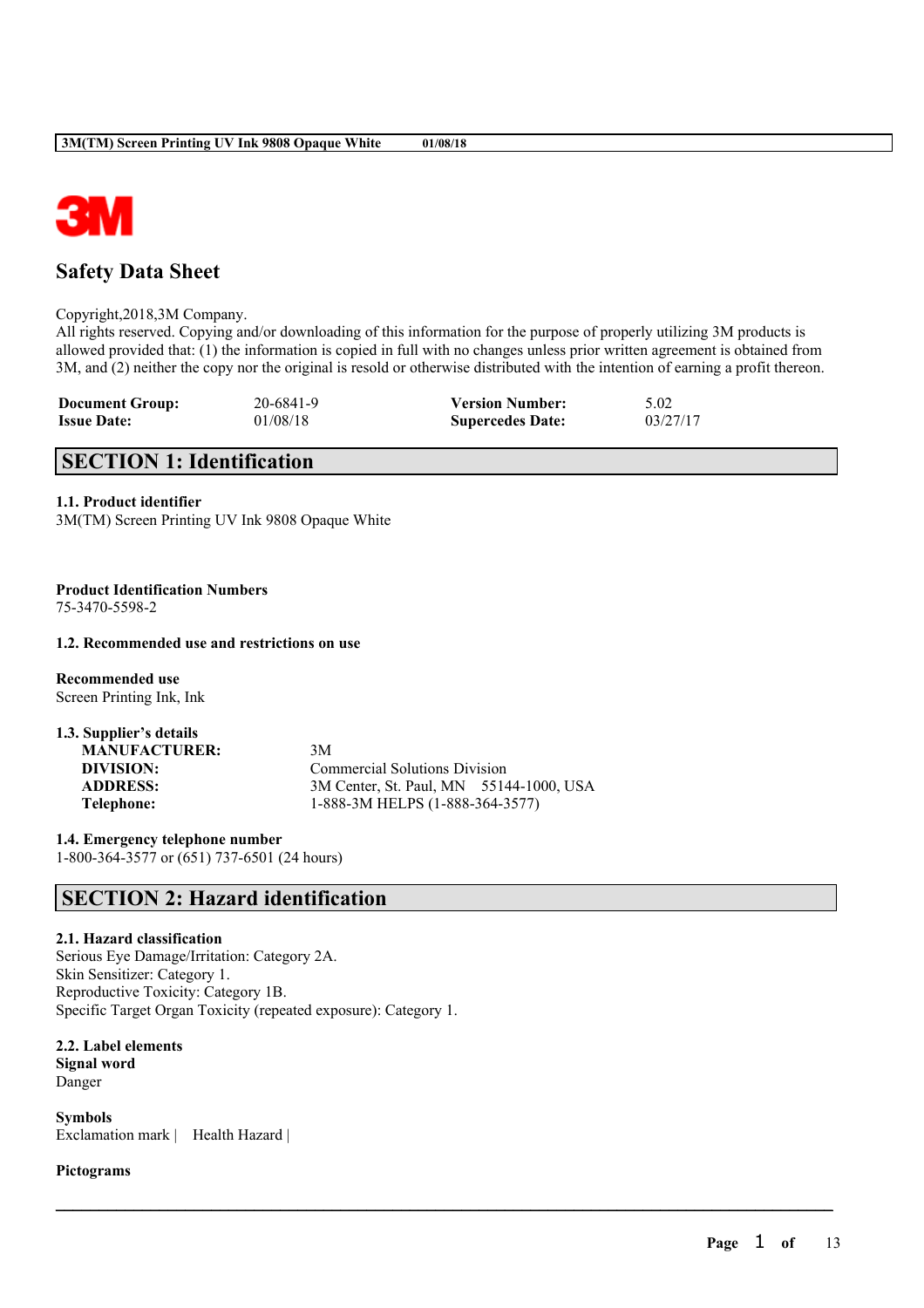# Safety Data Sheet

Copyright,2018,3M Company.
All rights reserved. Copying and/or downloading of this information for the purpose of properly utilizing 3M products is allowed provided that: (1) the information is copied in full with no changes unless prior written agreement is obtained from 3M, and (2) neither the copy nor the original is resold or otherwise distributed with the intention of earning a profit thereon.

| | | | |
|---|---|---|---|
| **Document Group:** | 20-6841-9 | **Version Number:** | 5.02 |
| **Issue Date:** | 01/08/18 | **Supercedes Date:** | 03/27/17 |

## SECTION 1: Identification

**1.1. Product identifier**
3M(TM) Screen Printing UV Ink 9808 Opaque White

**Product Identification Numbers**
75-3470-5598-2

**1.2. Recommended use and restrictions on use**

**Recommended use**
Screen Printing Ink, Ink

**1.3. Supplier's details**

| | |
|---|---|
| **MANUFACTURER:** | 3M |
| **DIVISION:** | Commercial Solutions Division |
| **ADDRESS:** | 3M Center, St. Paul, MN 55144-1000, USA |
| **Telephone:** | 1-888-3M HELPS (1-888-364-3577) |

**1.4. Emergency telephone number**
1-800-364-3577 or (651) 737-6501 (24 hours)

## SECTION 2: Hazard identification

**2.1. Hazard classification**
Serious Eye Damage/Irritation: Category 2A.
Skin Sensitizer: Category 1.
Reproductive Toxicity: Category 1B.
Specific Target Organ Toxicity (repeated exposure): Category 1.

**2.2. Label elements**
**Signal word**
Danger

**Symbols**
Exclamation mark | Health Hazard |

**Pictograms**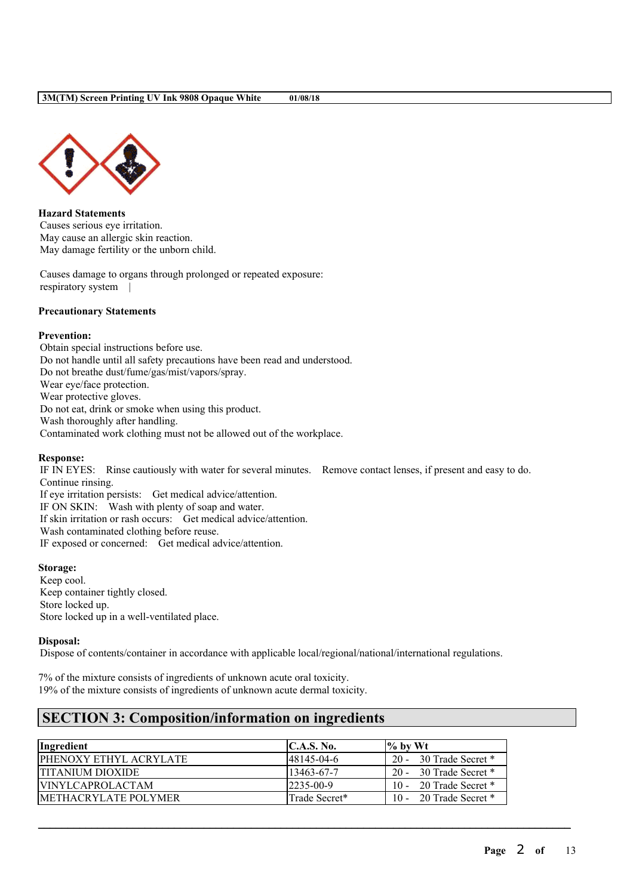**Hazard Statements**

Causes serious eye irritation.
May cause an allergic skin reaction.
May damage fertility or the unborn child.

Causes damage to organs through prolonged or repeated exposure:
respiratory system |

**Precautionary Statements**

**Prevention:**

Obtain special instructions before use.
Do not handle until all safety precautions have been read and understood.
Do not breathe dust/fume/gas/mist/vapors/spray.
Wear eye/face protection.
Wear protective gloves.
Do not eat, drink or smoke when using this product.
Wash thoroughly after handling.
Contaminated work clothing must not be allowed out of the workplace.

**Response:**

IF IN EYES: Rinse cautiously with water for several minutes. Remove contact lenses, if present and easy to do. Continue rinsing.
If eye irritation persists: Get medical advice/attention.
IF ON SKIN: Wash with plenty of soap and water.
If skin irritation or rash occurs: Get medical advice/attention.
Wash contaminated clothing before reuse.
IF exposed or concerned: Get medical advice/attention.

**Storage:**

Keep cool.
Keep container tightly closed.
Store locked up.
Store locked up in a well-ventilated place.

**Disposal:**

Dispose of contents/container in accordance with applicable local/regional/national/international regulations.

7% of the mixture consists of ingredients of unknown acute oral toxicity.
19% of the mixture consists of ingredients of unknown acute dermal toxicity.

## SECTION 3: Composition/information on ingredients

| Ingredient | C.A.S. No. | % by Wt |
|---|---|---|
| PHENOXY ETHYL ACRYLATE | 48145-04-6 | 20 - 30 Trade Secret * |
| TITANIUM DIOXIDE | 13463-67-7 | 20 - 30 Trade Secret * |
| VINYLCAPROLACTAM | 2235-00-9 | 10 - 20 Trade Secret * |
| METHACRYLATE POLYMER | Trade Secret* | 10 - 20 Trade Secret * |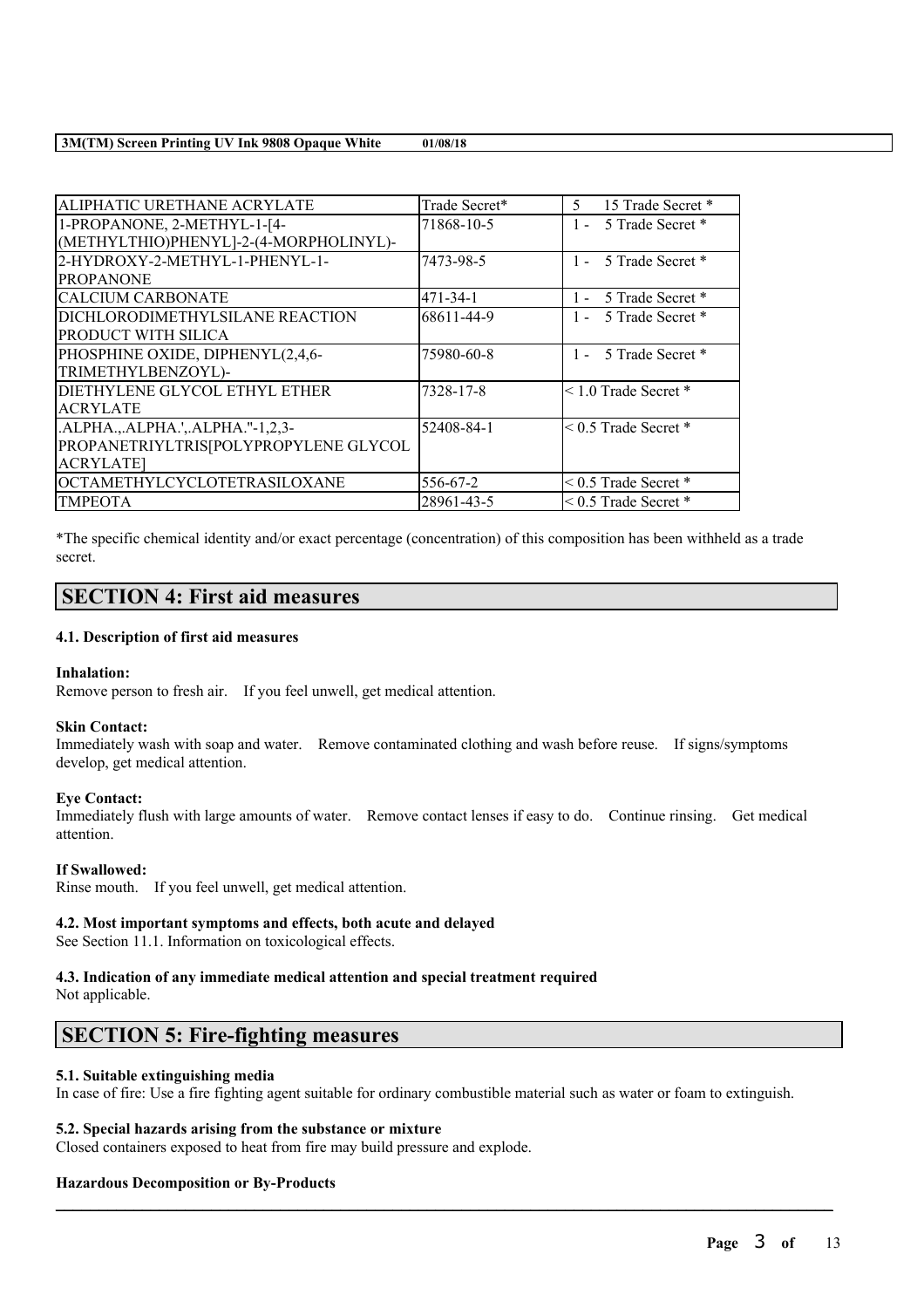| ALIPHATIC URETHANE ACRYLATE | Trade Secret* | 5 15 Trade Secret * |
|---|---|---|
| 1-PROPANONE, 2-METHYL-1-[4-(METHYLTHIO)PHENYL]-2-(4-MORPHOLINYL)- | 71868-10-5 | 1 - 5 Trade Secret * |
| 2-HYDROXY-2-METHYL-1-PHENYL-1-PROPANONE | 7473-98-5 | 1 - 5 Trade Secret * |
| CALCIUM CARBONATE | 471-34-1 | 1 - 5 Trade Secret * |
| DICHLORODIMETHYLSILANE REACTION PRODUCT WITH SILICA | 68611-44-9 | 1 - 5 Trade Secret * |
| PHOSPHINE OXIDE, DIPHENYL(2,4,6-TRIMETHYLBENZOYL)- | 75980-60-8 | 1 - 5 Trade Secret * |
| DIETHYLENE GLYCOL ETHYL ETHER ACRYLATE | 7328-17-8 | < 1.0 Trade Secret * |
| .ALPHA.,.ALPHA.',.ALPHA."-1,2,3-PROPANETRIYLTRIS[POLYPROPYLENE GLYCOL ACRYLATE] | 52408-84-1 | < 0.5 Trade Secret * |
| OCTAMETHYLCYCLOTETRASILOXANE | 556-67-2 | < 0.5 Trade Secret * |
| TMPEOTA | 28961-43-5 | < 0.5 Trade Secret * |

*The specific chemical identity and/or exact percentage (concentration) of this composition has been withheld as a trade secret.

## SECTION 4: First aid measures

### 4.1. Description of first aid measures

**Inhalation:**
Remove person to fresh air. If you feel unwell, get medical attention.

**Skin Contact:**
Immediately wash with soap and water. Remove contaminated clothing and wash before reuse. If signs/symptoms develop, get medical attention.

**Eye Contact:**
Immediately flush with large amounts of water. Remove contact lenses if easy to do. Continue rinsing. Get medical attention.

**If Swallowed:**
Rinse mouth. If you feel unwell, get medical attention.

### 4.2. Most important symptoms and effects, both acute and delayed

See Section 11.1. Information on toxicological effects.

### 4.3. Indication of any immediate medical attention and special treatment required

Not applicable.

## SECTION 5: Fire-fighting measures

### 5.1. Suitable extinguishing media

In case of fire: Use a fire fighting agent suitable for ordinary combustible material such as water or foam to extinguish.

### 5.2. Special hazards arising from the substance or mixture

Closed containers exposed to heat from fire may build pressure and explode.

**Hazardous Decomposition or By-Products**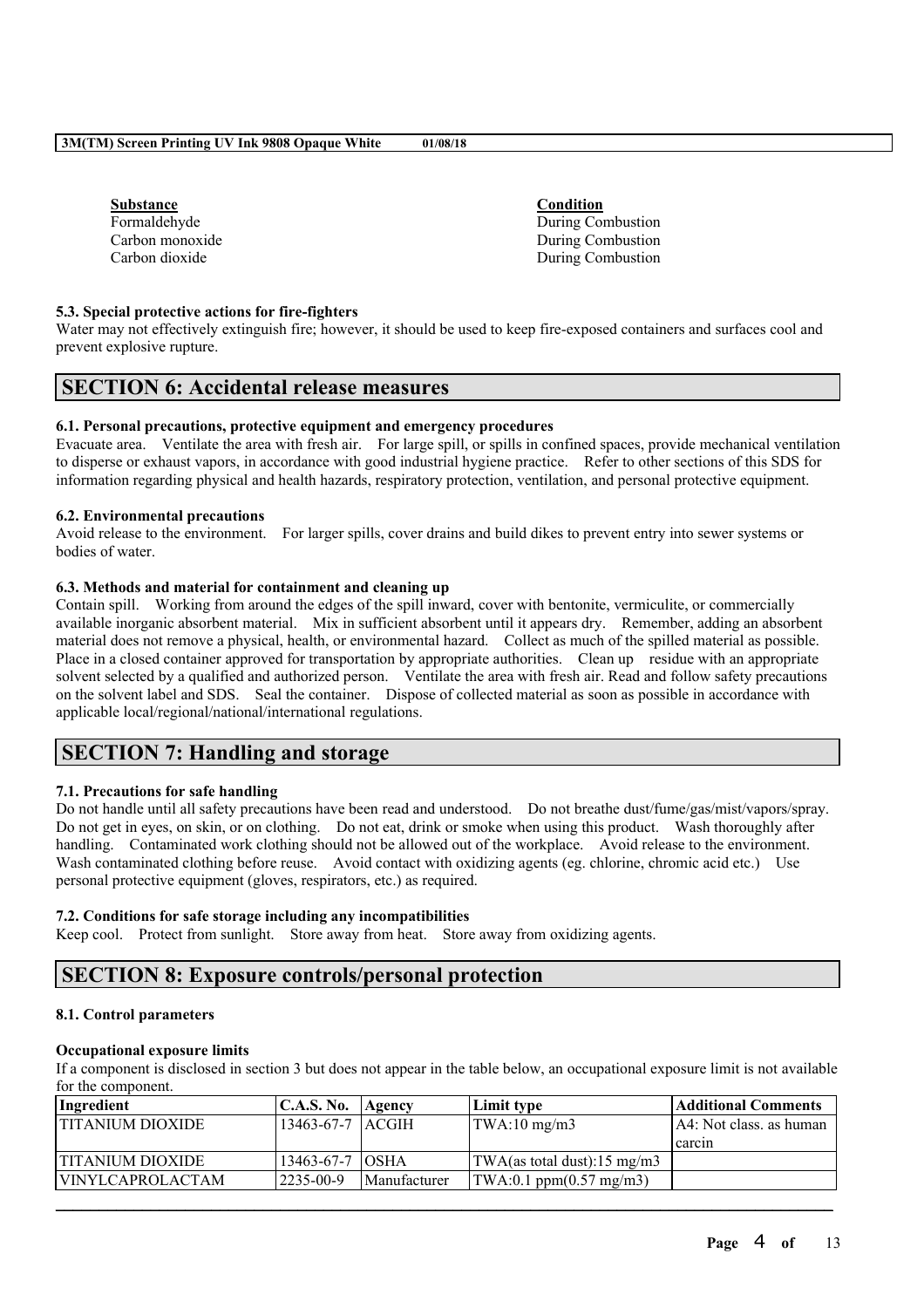| Substance | Condition |
|---|---|
| Formaldehyde | During Combustion |
| Carbon monoxide | During Combustion |
| Carbon dioxide | During Combustion |

**5.3. Special protective actions for fire-fighters**

Water may not effectively extinguish fire; however, it should be used to keep fire-exposed containers and surfaces cool and prevent explosive rupture.

## SECTION 6: Accidental release measures

**6.1. Personal precautions, protective equipment and emergency procedures**

Evacuate area. Ventilate the area with fresh air. For large spill, or spills in confined spaces, provide mechanical ventilation to disperse or exhaust vapors, in accordance with good industrial hygiene practice. Refer to other sections of this SDS for information regarding physical and health hazards, respiratory protection, ventilation, and personal protective equipment.

**6.2. Environmental precautions**

Avoid release to the environment. For larger spills, cover drains and build dikes to prevent entry into sewer systems or bodies of water.

**6.3. Methods and material for containment and cleaning up**

Contain spill. Working from around the edges of the spill inward, cover with bentonite, vermiculite, or commercially available inorganic absorbent material. Mix in sufficient absorbent until it appears dry. Remember, adding an absorbent material does not remove a physical, health, or environmental hazard. Collect as much of the spilled material as possible. Place in a closed container approved for transportation by appropriate authorities. Clean up residue with an appropriate solvent selected by a qualified and authorized person. Ventilate the area with fresh air. Read and follow safety precautions on the solvent label and SDS. Seal the container. Dispose of collected material as soon as possible in accordance with applicable local/regional/national/international regulations.

## SECTION 7: Handling and storage

**7.1. Precautions for safe handling**

Do not handle until all safety precautions have been read and understood. Do not breathe dust/fume/gas/mist/vapors/spray. Do not get in eyes, on skin, or on clothing. Do not eat, drink or smoke when using this product. Wash thoroughly after handling. Contaminated work clothing should not be allowed out of the workplace. Avoid release to the environment. Wash contaminated clothing before reuse. Avoid contact with oxidizing agents (eg. chlorine, chromic acid etc.) Use personal protective equipment (gloves, respirators, etc.) as required.

**7.2. Conditions for safe storage including any incompatibilities**

Keep cool. Protect from sunlight. Store away from heat. Store away from oxidizing agents.

## SECTION 8: Exposure controls/personal protection

**8.1. Control parameters**

**Occupational exposure limits**

If a component is disclosed in section 3 but does not appear in the table below, an occupational exposure limit is not available for the component.

| Ingredient | C.A.S. No. | Agency | Limit type | Additional Comments |
|---|---|---|---|---|
| TITANIUM DIOXIDE | 13463-67-7 | ACGIH | TWA:10 mg/m3 | A4: Not class. as human carcin |
| TITANIUM DIOXIDE | 13463-67-7 | OSHA | TWA(as total dust):15 mg/m3 | |
| VINYLCAPROLACTAM | 2235-00-9 | Manufacturer | TWA:0.1 ppm(0.57 mg/m3) | |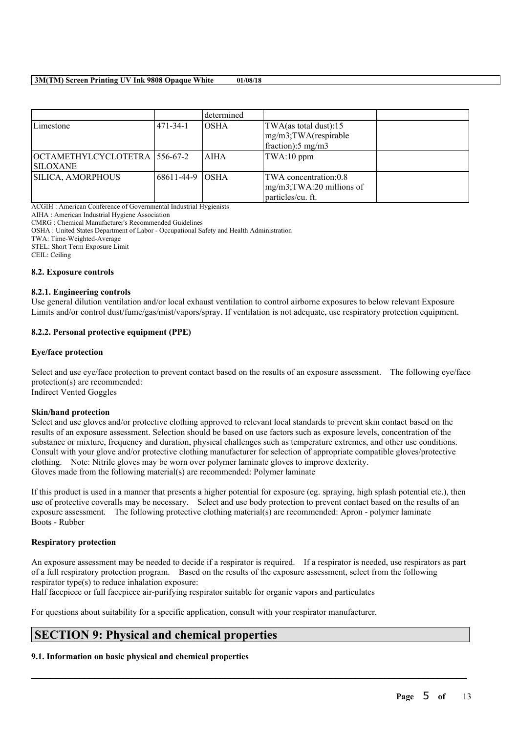| | | determined | | |
|---|---|---|---|---|
| Limestone | 471-34-1 | OSHA | TWA(as total dust):15 mg/m3;TWA(respirable fraction):5 mg/m3 | |
| OCTAMETHYLCYCLOTETRA SILOXANE | 556-67-2 | AIHA | TWA:10 ppm | |
| SILICA, AMORPHOUS | 68611-44-9 | OSHA | TWA concentration:0.8 mg/m3;TWA:20 millions of particles/cu. ft. | |

ACGIH : American Conference of Governmental Industrial Hygienists
AIHA : American Industrial Hygiene Association
CMRG : Chemical Manufacturer's Recommended Guidelines
OSHA : United States Department of Labor - Occupational Safety and Health Administration
TWA: Time-Weighted-Average
STEL: Short Term Exposure Limit
CEIL: Ceiling

### 8.2. Exposure controls

#### 8.2.1. Engineering controls

Use general dilution ventilation and/or local exhaust ventilation to control airborne exposures to below relevant Exposure Limits and/or control dust/fume/gas/mist/vapors/spray. If ventilation is not adequate, use respiratory protection equipment.

#### 8.2.2. Personal protective equipment (PPE)

**Eye/face protection**

Select and use eye/face protection to prevent contact based on the results of an exposure assessment. The following eye/face protection(s) are recommended:
Indirect Vented Goggles

**Skin/hand protection**

Select and use gloves and/or protective clothing approved to relevant local standards to prevent skin contact based on the results of an exposure assessment. Selection should be based on use factors such as exposure levels, concentration of the substance or mixture, frequency and duration, physical challenges such as temperature extremes, and other use conditions. Consult with your glove and/or protective clothing manufacturer for selection of appropriate compatible gloves/protective clothing. Note: Nitrile gloves may be worn over polymer laminate gloves to improve dexterity.
Gloves made from the following material(s) are recommended: Polymer laminate

If this product is used in a manner that presents a higher potential for exposure (eg. spraying, high splash potential etc.), then use of protective coveralls may be necessary. Select and use body protection to prevent contact based on the results of an exposure assessment. The following protective clothing material(s) are recommended: Apron - polymer laminate
Boots - Rubber

**Respiratory protection**

An exposure assessment may be needed to decide if a respirator is required. If a respirator is needed, use respirators as part of a full respiratory protection program. Based on the results of the exposure assessment, select from the following respirator type(s) to reduce inhalation exposure:
Half facepiece or full facepiece air-purifying respirator suitable for organic vapors and particulates

For questions about suitability for a specific application, consult with your respirator manufacturer.

## SECTION 9: Physical and chemical properties

### 9.1. Information on basic physical and chemical properties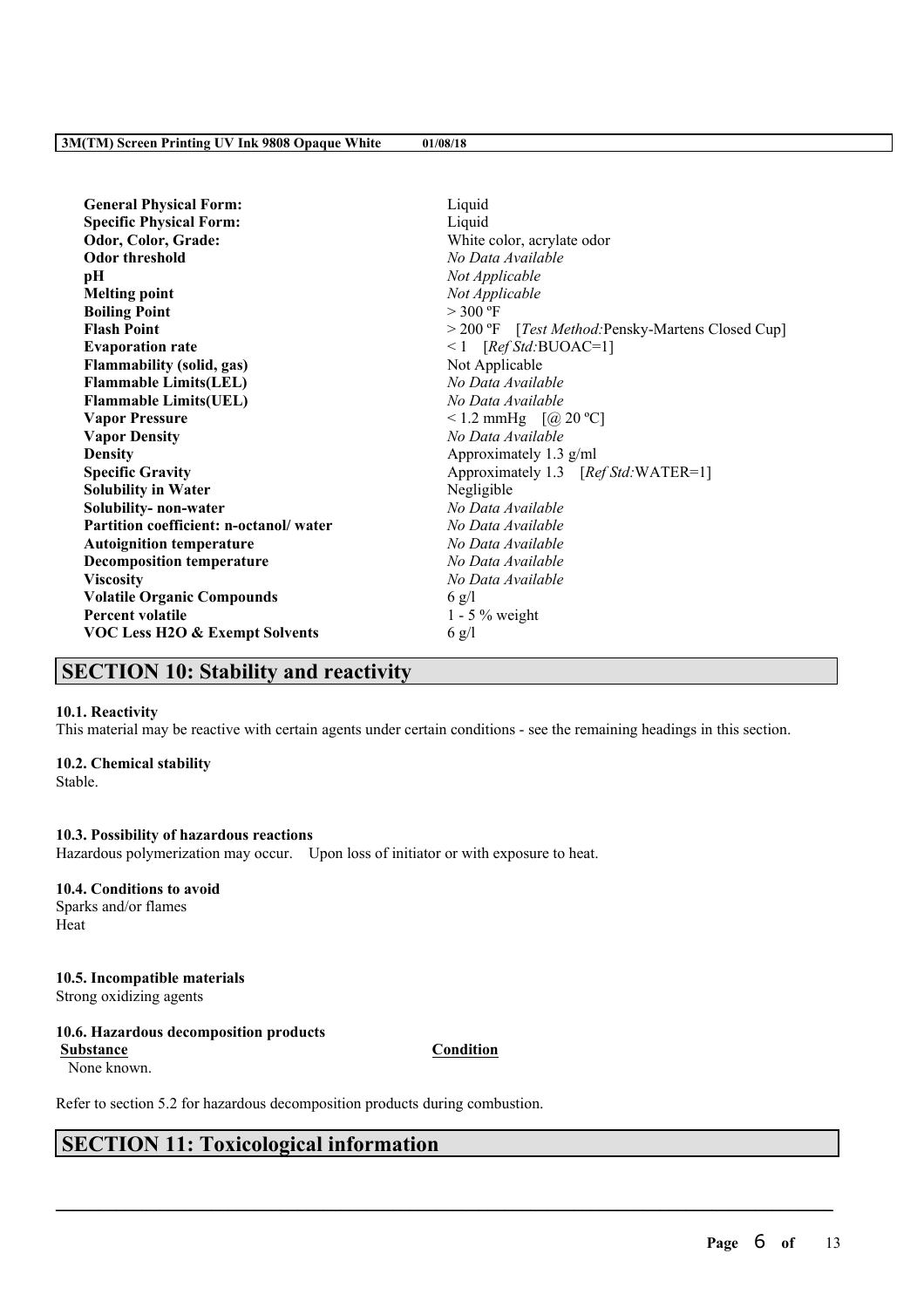| | |
|---|---|
| **General Physical Form:** | Liquid |
| **Specific Physical Form:** | Liquid |
| **Odor, Color, Grade:** | White color, acrylate odor |
| **Odor threshold** | *No Data Available* |
| **pH** | *Not Applicable* |
| **Melting point** | *Not Applicable* |
| **Boiling Point** | > 300 ºF |
| **Flash Point** | > 200 ºF [*Test Method:*Pensky-Martens Closed Cup] |
| **Evaporation rate** | < 1 [*Ref Std:*BUOAC=1] |
| **Flammability (solid, gas)** | Not Applicable |
| **Flammable Limits(LEL)** | *No Data Available* |
| **Flammable Limits(UEL)** | *No Data Available* |
| **Vapor Pressure** | < 1.2 mmHg [@ 20 ºC] |
| **Vapor Density** | *No Data Available* |
| **Density** | Approximately 1.3 g/ml |
| **Specific Gravity** | Approximately 1.3 [*Ref Std:*WATER=1] |
| **Solubility in Water** | Negligible |
| **Solubility- non-water** | *No Data Available* |
| **Partition coefficient: n-octanol/ water** | *No Data Available* |
| **Autoignition temperature** | *No Data Available* |
| **Decomposition temperature** | *No Data Available* |
| **Viscosity** | *No Data Available* |
| **Volatile Organic Compounds** | 6 g/l |
| **Percent volatile** | 1 - 5 % weight |
| **VOC Less H2O & Exempt Solvents** | 6 g/l |

## SECTION 10: Stability and reactivity

**10.1. Reactivity**

This material may be reactive with certain agents under certain conditions - see the remaining headings in this section.

**10.2. Chemical stability**

Stable.

**10.3. Possibility of hazardous reactions**

Hazardous polymerization may occur. Upon loss of initiator or with exposure to heat.

**10.4. Conditions to avoid**

Sparks and/or flames

Heat

**10.5. Incompatible materials**

Strong oxidizing agents

**10.6. Hazardous decomposition products**

| Substance | Condition |
|---|---|
| None known. | |

Refer to section 5.2 for hazardous decomposition products during combustion.

## SECTION 11: Toxicological information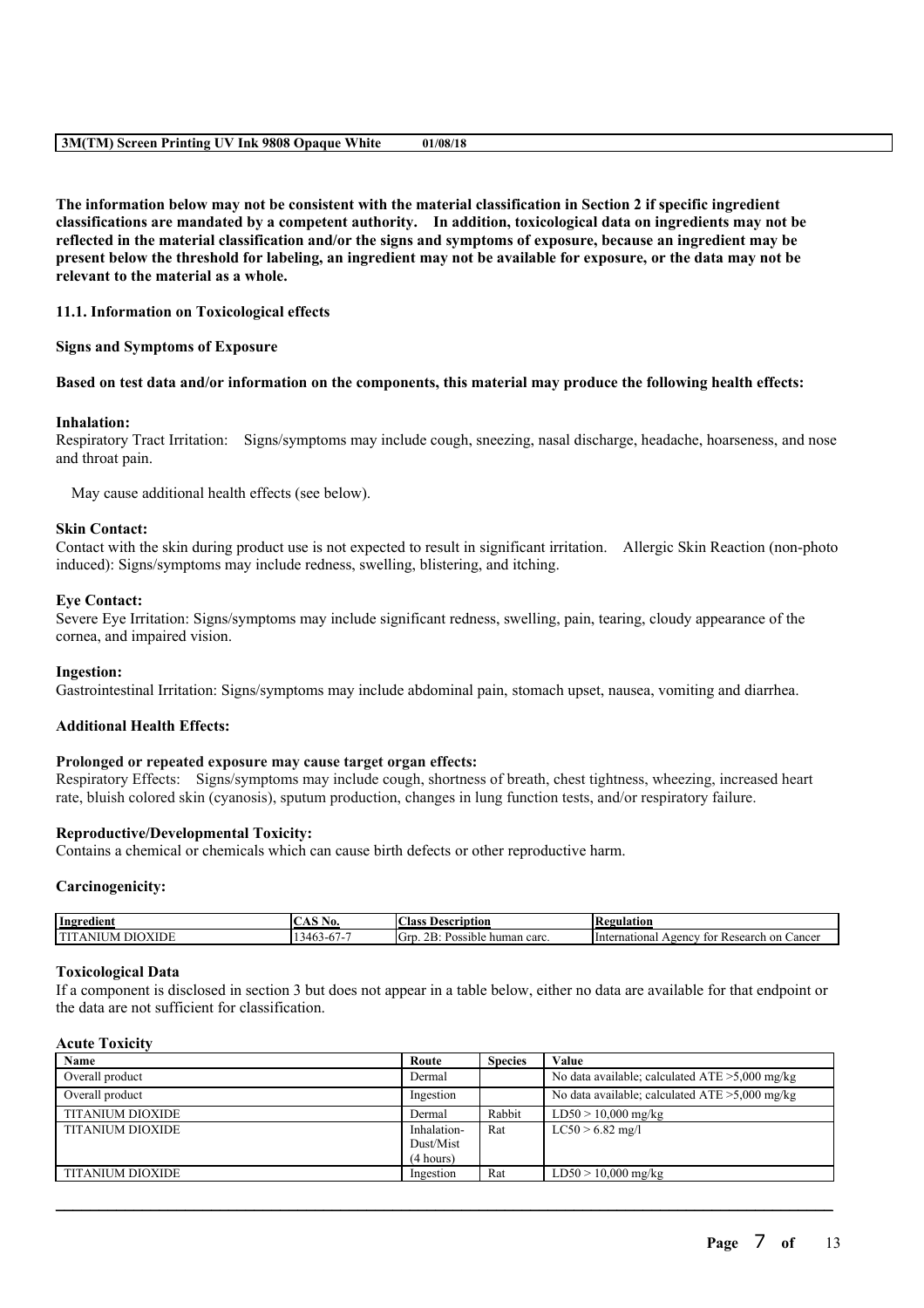**The information below may not be consistent with the material classification in Section 2 if specific ingredient classifications are mandated by a competent authority. In addition, toxicological data on ingredients may not be reflected in the material classification and/or the signs and symptoms of exposure, because an ingredient may be present below the threshold for labeling, an ingredient may not be available for exposure, or the data may not be relevant to the material as a whole.**

**11.1. Information on Toxicological effects**

**Signs and Symptoms of Exposure**

**Based on test data and/or information on the components, this material may produce the following health effects:**

**Inhalation:**
Respiratory Tract Irritation: Signs/symptoms may include cough, sneezing, nasal discharge, headache, hoarseness, and nose and throat pain.

May cause additional health effects (see below).

**Skin Contact:**
Contact with the skin during product use is not expected to result in significant irritation. Allergic Skin Reaction (non-photo induced): Signs/symptoms may include redness, swelling, blistering, and itching.

**Eye Contact:**
Severe Eye Irritation: Signs/symptoms may include significant redness, swelling, pain, tearing, cloudy appearance of the cornea, and impaired vision.

**Ingestion:**
Gastrointestinal Irritation: Signs/symptoms may include abdominal pain, stomach upset, nausea, vomiting and diarrhea.

**Additional Health Effects:**

**Prolonged or repeated exposure may cause target organ effects:**
Respiratory Effects: Signs/symptoms may include cough, shortness of breath, chest tightness, wheezing, increased heart rate, bluish colored skin (cyanosis), sputum production, changes in lung function tests, and/or respiratory failure.

**Reproductive/Developmental Toxicity:**
Contains a chemical or chemicals which can cause birth defects or other reproductive harm.

**Carcinogenicity:**

| Ingredient | CAS No. | Class Description | Regulation |
|---|---|---|---|
| TITANIUM DIOXIDE | 13463-67-7 | Grp. 2B: Possible human carc. | International Agency for Research on Cancer |

**Toxicological Data**
If a component is disclosed in section 3 but does not appear in a table below, either no data are available for that endpoint or the data are not sufficient for classification.

**Acute Toxicity**

| Name | Route | Species | Value |
|---|---|---|---|
| Overall product | Dermal | | No data available; calculated ATE >5,000 mg/kg |
| Overall product | Ingestion | | No data available; calculated ATE >5,000 mg/kg |
| TITANIUM DIOXIDE | Dermal | Rabbit | LD50 > 10,000 mg/kg |
| TITANIUM DIOXIDE | Inhalation-Dust/Mist (4 hours) | Rat | LC50 > 6.82 mg/l |
| TITANIUM DIOXIDE | Ingestion | Rat | LD50 > 10,000 mg/kg |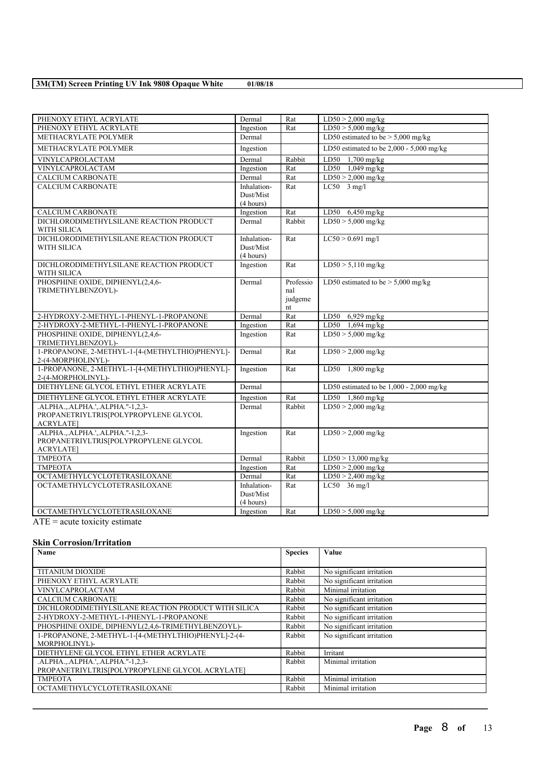| | | | |
|---|---|---|---|
| PHENOXY ETHYL ACRYLATE | Dermal | Rat | LD50 > 2,000 mg/kg |
| PHENOXY ETHYL ACRYLATE | Ingestion | Rat | LD50 > 5,000 mg/kg |
| METHACRYLATE POLYMER | Dermal | | LD50 estimated to be > 5,000 mg/kg |
| METHACRYLATE POLYMER | Ingestion | | LD50 estimated to be 2,000 - 5,000 mg/kg |
| VINYLCAPROLACTAM | Dermal | Rabbit | LD50 1,700 mg/kg |
| VINYLCAPROLACTAM | Ingestion | Rat | LD50 1,049 mg/kg |
| CALCIUM CARBONATE | Dermal | Rat | LD50 > 2,000 mg/kg |
| CALCIUM CARBONATE | Inhalation-Dust/Mist (4 hours) | Rat | LC50 3 mg/l |
| CALCIUM CARBONATE | Ingestion | Rat | LD50 6,450 mg/kg |
| DICHLORODIMETHYLSILANE REACTION PRODUCT WITH SILICA | Dermal | Rabbit | LD50 > 5,000 mg/kg |
| DICHLORODIMETHYLSILANE REACTION PRODUCT WITH SILICA | Inhalation-Dust/Mist (4 hours) | Rat | LC50 > 0.691 mg/l |
| DICHLORODIMETHYLSILANE REACTION PRODUCT WITH SILICA | Ingestion | Rat | LD50 > 5,110 mg/kg |
| PHOSPHINE OXIDE, DIPHENYL(2,4,6-TRIMETHYLBENZOYL)- | Dermal | Professional judgement | LD50 estimated to be > 5,000 mg/kg |
| 2-HYDROXY-2-METHYL-1-PHENYL-1-PROPANONE | Dermal | Rat | LD50 6,929 mg/kg |
| 2-HYDROXY-2-METHYL-1-PHENYL-1-PROPANONE | Ingestion | Rat | LD50 1,694 mg/kg |
| PHOSPHINE OXIDE, DIPHENYL(2,4,6-TRIMETHYLBENZOYL)- | Ingestion | Rat | LD50 > 5,000 mg/kg |
| 1-PROPANONE, 2-METHYL-1-[4-(METHYLTHIO)PHENYL]-2-(4-MORPHOLINYL)- | Dermal | Rat | LD50 > 2,000 mg/kg |
| 1-PROPANONE, 2-METHYL-1-[4-(METHYLTHIO)PHENYL]-2-(4-MORPHOLINYL)- | Ingestion | Rat | LD50 1,800 mg/kg |
| DIETHYLENE GLYCOL ETHYL ETHER ACRYLATE | Dermal | | LD50 estimated to be 1,000 - 2,000 mg/kg |
| DIETHYLENE GLYCOL ETHYL ETHER ACRYLATE | Ingestion | Rat | LD50 1,860 mg/kg |
| .ALPHA.,.ALPHA.',.ALPHA."-1,2,3-PROPANETRIYLTRIS[POLYPROPYLENE GLYCOL ACRYLATE] | Dermal | Rabbit | LD50 > 2,000 mg/kg |
| .ALPHA.,.ALPHA.',.ALPHA."-1,2,3-PROPANETRIYLTRIS[POLYPROPYLENE GLYCOL ACRYLATE] | Ingestion | Rat | LD50 > 2,000 mg/kg |
| TMPEOTA | Dermal | Rabbit | LD50 > 13,000 mg/kg |
| TMPEOTA | Ingestion | Rat | LD50 > 2,000 mg/kg |
| OCTAMETHYLCYCLOTETRASILOXANE | Dermal | Rat | LD50 > 2,400 mg/kg |
| OCTAMETHYLCYCLOTETRASILOXANE | Inhalation-Dust/Mist (4 hours) | Rat | LC50 36 mg/l |
| OCTAMETHYLCYCLOTETRASILOXANE | Ingestion | Rat | LD50 > 5,000 mg/kg |

ATE = acute toxicity estimate

### Skin Corrosion/Irritation

| Name | Species | Value |
|---|---|---|
| TITANIUM DIOXIDE | Rabbit | No significant irritation |
| PHENOXY ETHYL ACRYLATE | Rabbit | No significant irritation |
| VINYLCAPROLACTAM | Rabbit | Minimal irritation |
| CALCIUM CARBONATE | Rabbit | No significant irritation |
| DICHLORODIMETHYLSILANE REACTION PRODUCT WITH SILICA | Rabbit | No significant irritation |
| 2-HYDROXY-2-METHYL-1-PHENYL-1-PROPANONE | Rabbit | No significant irritation |
| PHOSPHINE OXIDE, DIPHENYL(2,4,6-TRIMETHYLBENZOYL)- | Rabbit | No significant irritation |
| 1-PROPANONE, 2-METHYL-1-[4-(METHYLTHIO)PHENYL]-2-(4-MORPHOLINYL)- | Rabbit | No significant irritation |
| DIETHYLENE GLYCOL ETHYL ETHER ACRYLATE | Rabbit | Irritant |
| .ALPHA.,.ALPHA.',.ALPHA."-1,2,3-PROPANETRIYLTRIS[POLYPROPYLENE GLYCOL ACRYLATE] | Rabbit | Minimal irritation |
| TMPEOTA | Rabbit | Minimal irritation |
| OCTAMETHYLCYCLOTETRASILOXANE | Rabbit | Minimal irritation |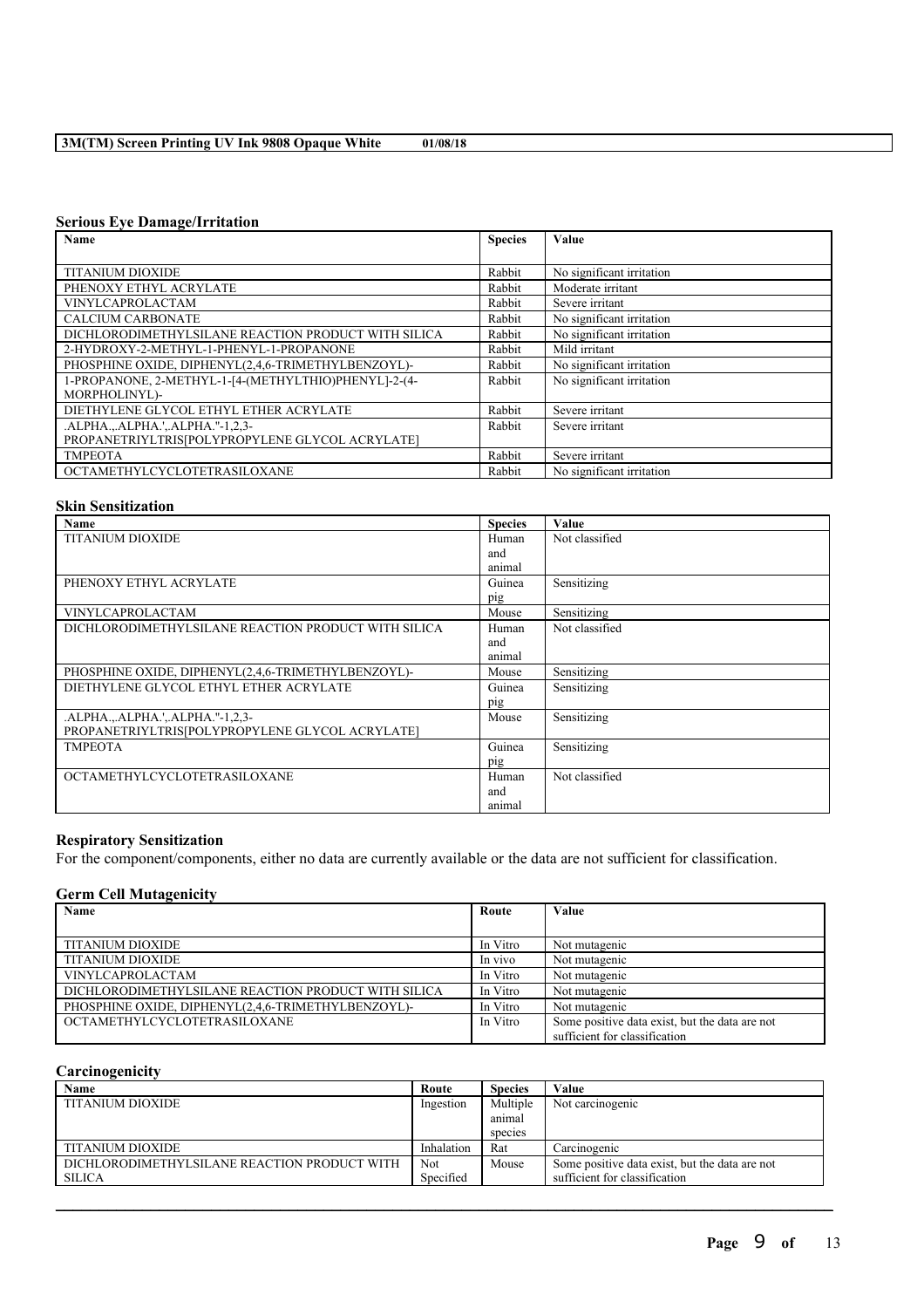### Serious Eye Damage/Irritation

| Name | Species | Value |
|---|---|---|
| TITANIUM DIOXIDE | Rabbit | No significant irritation |
| PHENOXY ETHYL ACRYLATE | Rabbit | Moderate irritant |
| VINYLCAPROLACTAM | Rabbit | Severe irritant |
| CALCIUM CARBONATE | Rabbit | No significant irritation |
| DICHLORODIMETHYLSILANE REACTION PRODUCT WITH SILICA | Rabbit | No significant irritation |
| 2-HYDROXY-2-METHYL-1-PHENYL-1-PROPANONE | Rabbit | Mild irritant |
| PHOSPHINE OXIDE, DIPHENYL(2,4,6-TRIMETHYLBENZOYL)- | Rabbit | No significant irritation |
| 1-PROPANONE, 2-METHYL-1-[4-(METHYLTHIO)PHENYL]-2-(4-MORPHOLINYL)- | Rabbit | No significant irritation |
| DIETHYLENE GLYCOL ETHYL ETHER ACRYLATE | Rabbit | Severe irritant |
| .ALPHA.,.ALPHA.',.ALPHA."-1,2,3-PROPANETRIYLTRIS[POLYPROPYLENE GLYCOL ACRYLATE] | Rabbit | Severe irritant |
| TMPEOTA | Rabbit | Severe irritant |
| OCTAMETHYLCYCLOTETRASILOXANE | Rabbit | No significant irritation |

### Skin Sensitization

| Name | Species | Value |
|---|---|---|
| TITANIUM DIOXIDE | Human and animal | Not classified |
| PHENOXY ETHYL ACRYLATE | Guinea pig | Sensitizing |
| VINYLCAPROLACTAM | Mouse | Sensitizing |
| DICHLORODIMETHYLSILANE REACTION PRODUCT WITH SILICA | Human and animal | Not classified |
| PHOSPHINE OXIDE, DIPHENYL(2,4,6-TRIMETHYLBENZOYL)- | Mouse | Sensitizing |
| DIETHYLENE GLYCOL ETHYL ETHER ACRYLATE | Guinea pig | Sensitizing |
| .ALPHA.,.ALPHA.',.ALPHA."-1,2,3-PROPANETRIYLTRIS[POLYPROPYLENE GLYCOL ACRYLATE] | Mouse | Sensitizing |
| TMPEOTA | Guinea pig | Sensitizing |
| OCTAMETHYLCYCLOTETRASILOXANE | Human and animal | Not classified |

### Respiratory Sensitization

For the component/components, either no data are currently available or the data are not sufficient for classification.

### Germ Cell Mutagenicity

| Name | Route | Value |
|---|---|---|
| TITANIUM DIOXIDE | In Vitro | Not mutagenic |
| TITANIUM DIOXIDE | In vivo | Not mutagenic |
| VINYLCAPROLACTAM | In Vitro | Not mutagenic |
| DICHLORODIMETHYLSILANE REACTION PRODUCT WITH SILICA | In Vitro | Not mutagenic |
| PHOSPHINE OXIDE, DIPHENYL(2,4,6-TRIMETHYLBENZOYL)- | In Vitro | Not mutagenic |
| OCTAMETHYLCYCLOTETRASILOXANE | In Vitro | Some positive data exist, but the data are not sufficient for classification |

### Carcinogenicity

| Name | Route | Species | Value |
|---|---|---|---|
| TITANIUM DIOXIDE | Ingestion | Multiple animal species | Not carcinogenic |
| TITANIUM DIOXIDE | Inhalation | Rat | Carcinogenic |
| DICHLORODIMETHYLSILANE REACTION PRODUCT WITH SILICA | Not Specified | Mouse | Some positive data exist, but the data are not sufficient for classification |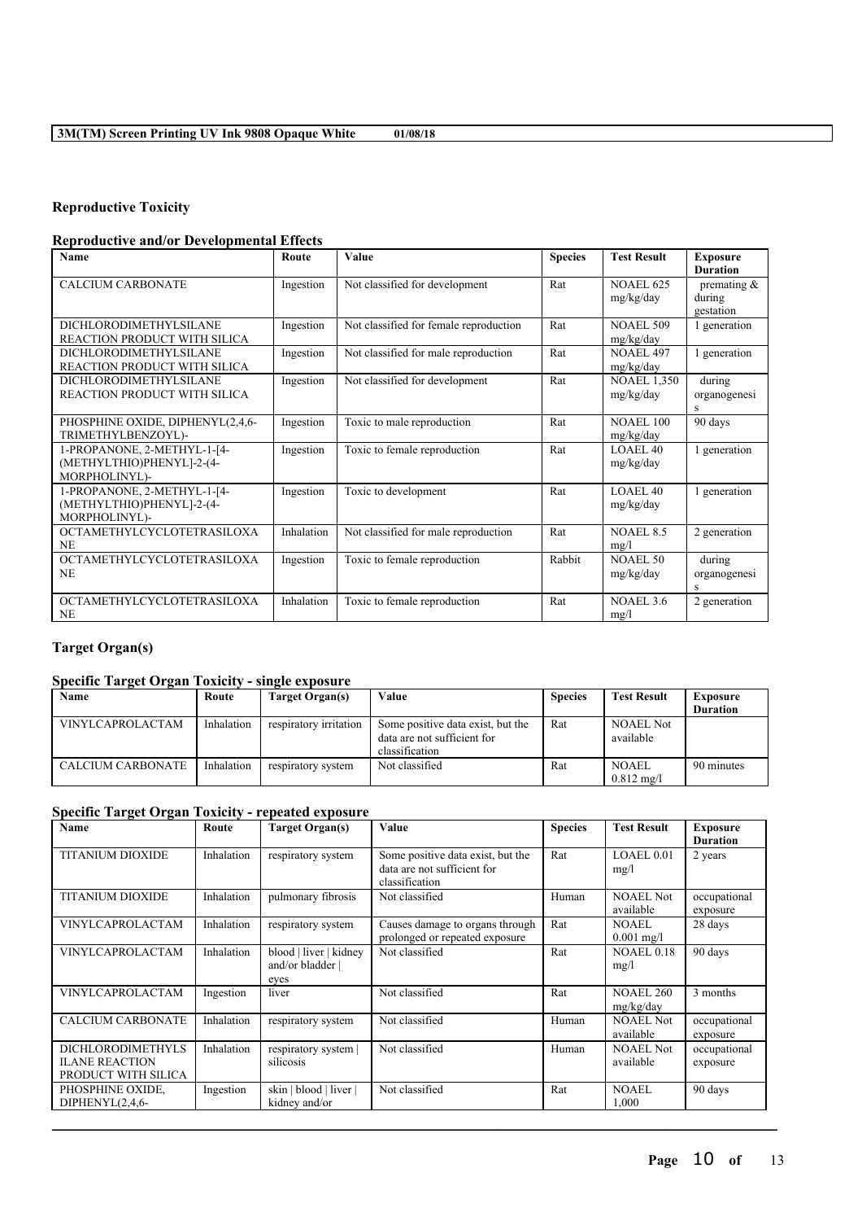## Reproductive Toxicity

### Reproductive and/or Developmental Effects

| Name | Route | Value | Species | Test Result | Exposure Duration |
|---|---|---|---|---|---|
| CALCIUM CARBONATE | Ingestion | Not classified for development | Rat | NOAEL 625 mg/kg/day | premating & during gestation |
| DICHLORODIMETHYLSILANE REACTION PRODUCT WITH SILICA | Ingestion | Not classified for female reproduction | Rat | NOAEL 509 mg/kg/day | 1 generation |
| DICHLORODIMETHYLSILANE REACTION PRODUCT WITH SILICA | Ingestion | Not classified for male reproduction | Rat | NOAEL 497 mg/kg/day | 1 generation |
| DICHLORODIMETHYLSILANE REACTION PRODUCT WITH SILICA | Ingestion | Not classified for development | Rat | NOAEL 1,350 mg/kg/day | during organogenesis |
| PHOSPHINE OXIDE, DIPHENYL(2,4,6-TRIMETHYLBENZOYL)- | Ingestion | Toxic to male reproduction | Rat | NOAEL 100 mg/kg/day | 90 days |
| 1-PROPANONE, 2-METHYL-1-[4-(METHYLTHIO)PHENYL]-2-(4-MORPHOLINYL)- | Ingestion | Toxic to female reproduction | Rat | LOAEL 40 mg/kg/day | 1 generation |
| 1-PROPANONE, 2-METHYL-1-[4-(METHYLTHIO)PHENYL]-2-(4-MORPHOLINYL)- | Ingestion | Toxic to development | Rat | LOAEL 40 mg/kg/day | 1 generation |
| OCTAMETHYLCYCLOTETRASILOXANE | Inhalation | Not classified for male reproduction | Rat | NOAEL 8.5 mg/l | 2 generation |
| OCTAMETHYLCYCLOTETRASILOXANE | Ingestion | Toxic to female reproduction | Rabbit | NOAEL 50 mg/kg/day | during organogenesis |
| OCTAMETHYLCYCLOTETRASILOXANE | Inhalation | Toxic to female reproduction | Rat | NOAEL 3.6 mg/l | 2 generation |

## Target Organ(s)

### Specific Target Organ Toxicity - single exposure

| Name | Route | Target Organ(s) | Value | Species | Test Result | Exposure Duration |
|---|---|---|---|---|---|---|
| VINYLCAPROLACTAM | Inhalation | respiratory irritation | Some positive data exist, but the data are not sufficient for classification | Rat | NOAEL Not available | |
| CALCIUM CARBONATE | Inhalation | respiratory system | Not classified | Rat | NOAEL 0.812 mg/l | 90 minutes |

### Specific Target Organ Toxicity - repeated exposure

| Name | Route | Target Organ(s) | Value | Species | Test Result | Exposure Duration |
|---|---|---|---|---|---|---|
| TITANIUM DIOXIDE | Inhalation | respiratory system | Some positive data exist, but the data are not sufficient for classification | Rat | LOAEL 0.01 mg/l | 2 years |
| TITANIUM DIOXIDE | Inhalation | pulmonary fibrosis | Not classified | Human | NOAEL Not available | occupational exposure |
| VINYLCAPROLACTAM | Inhalation | respiratory system | Causes damage to organs through prolonged or repeated exposure | Rat | NOAEL 0.001 mg/l | 28 days |
| VINYLCAPROLACTAM | Inhalation | blood \| liver \| kidney and/or bladder \| eyes | Not classified | Rat | NOAEL 0.18 mg/l | 90 days |
| VINYLCAPROLACTAM | Ingestion | liver | Not classified | Rat | NOAEL 260 mg/kg/day | 3 months |
| CALCIUM CARBONATE | Inhalation | respiratory system | Not classified | Human | NOAEL Not available | occupational exposure |
| DICHLORODIMETHYLSILANE REACTION PRODUCT WITH SILICA | Inhalation | respiratory system \| silicosis | Not classified | Human | NOAEL Not available | occupational exposure |
| PHOSPHINE OXIDE, DIPHENYL(2,4,6- | Ingestion | skin \| blood \| liver \| kidney and/or | Not classified | Rat | NOAEL 1,000 | 90 days |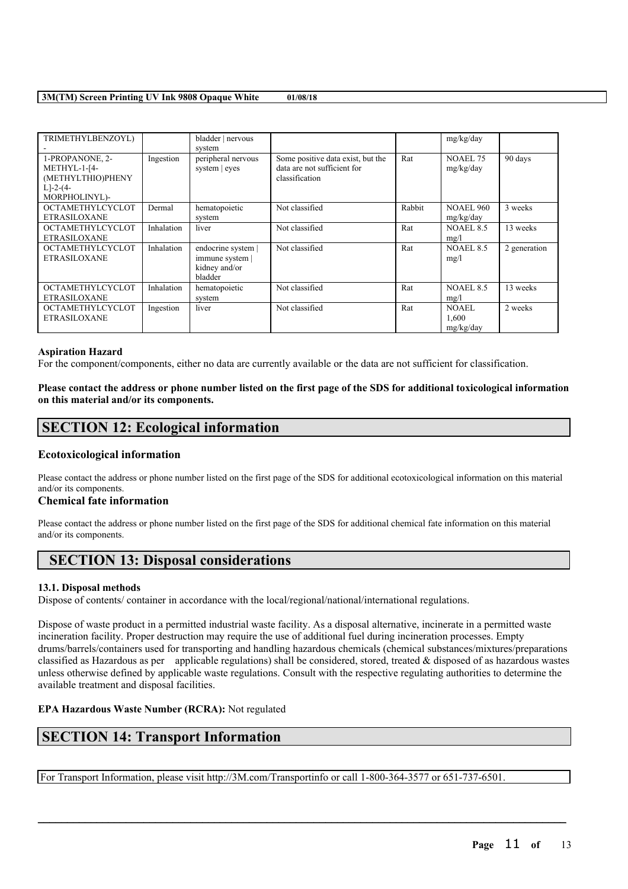| TRIMETHYLBENZOYL)<br>- | | bladder \| nervous system | | | mg/kg/day | |
|---|---|---|---|---|---|---|
| 1-PROPANONE, 2-METHYL-1-[4-(METHYLTHIO)PHENYL]-2-(4-MORPHOLINYL)- | Ingestion | peripheral nervous system \| eyes | Some positive data exist, but the data are not sufficient for classification | Rat | NOAEL 75 mg/kg/day | 90 days |
| OCTAMETHYLCYCLOTETRASILOXANE | Dermal | hematopoietic system | Not classified | Rabbit | NOAEL 960 mg/kg/day | 3 weeks |
| OCTAMETHYLCYCLOTETRASILOXANE | Inhalation | liver | Not classified | Rat | NOAEL 8.5 mg/l | 13 weeks |
| OCTAMETHYLCYCLOTETRASILOXANE | Inhalation | endocrine system \| immune system \| kidney and/or bladder | Not classified | Rat | NOAEL 8.5 mg/l | 2 generation |
| OCTAMETHYLCYCLOTETRASILOXANE | Inhalation | hematopoietic system | Not classified | Rat | NOAEL 8.5 mg/l | 13 weeks |
| OCTAMETHYLCYCLOTETRASILOXANE | Ingestion | liver | Not classified | Rat | NOAEL 1,600 mg/kg/day | 2 weeks |

**Aspiration Hazard**
For the component/components, either no data are currently available or the data are not sufficient for classification.

**Please contact the address or phone number listed on the first page of the SDS for additional toxicological information on this material and/or its components.**

# SECTION 12: Ecological information

### Ecotoxicological information

Please contact the address or phone number listed on the first page of the SDS for additional ecotoxicological information on this material and/or its components.

### Chemical fate information

Please contact the address or phone number listed on the first page of the SDS for additional chemical fate information on this material and/or its components.

# SECTION 13: Disposal considerations

#### 13.1. Disposal methods

Dispose of contents/ container in accordance with the local/regional/national/international regulations.

Dispose of waste product in a permitted industrial waste facility. As a disposal alternative, incinerate in a permitted waste incineration facility. Proper destruction may require the use of additional fuel during incineration processes. Empty drums/barrels/containers used for transporting and handling hazardous chemicals (chemical substances/mixtures/preparations classified as Hazardous as per applicable regulations) shall be considered, stored, treated & disposed of as hazardous wastes unless otherwise defined by applicable waste regulations. Consult with the respective regulating authorities to determine the available treatment and disposal facilities.

**EPA Hazardous Waste Number (RCRA):** Not regulated

# SECTION 14: Transport Information

For Transport Information, please visit http://3M.com/Transportinfo or call 1-800-364-3577 or 651-737-6501.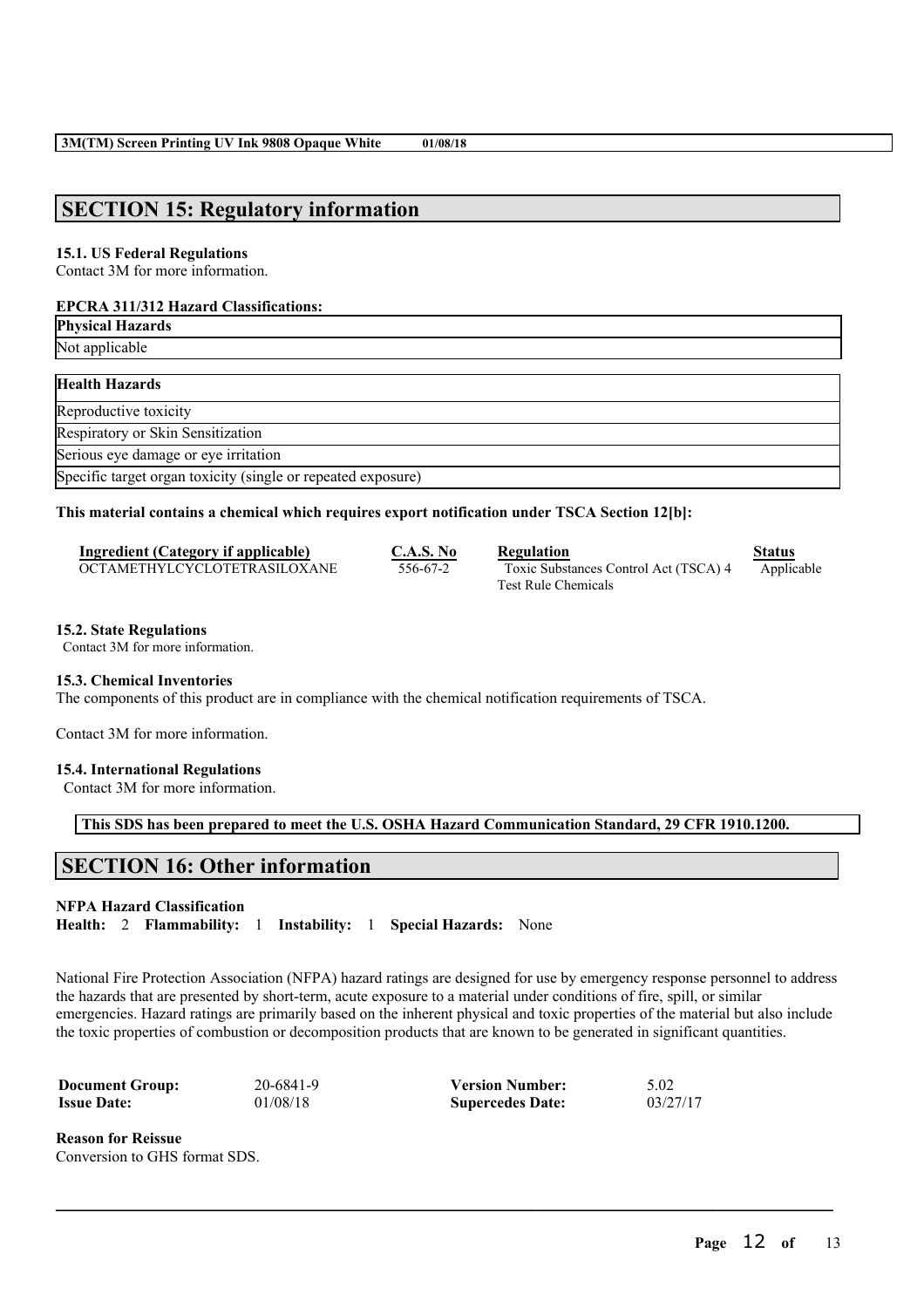## SECTION 15: Regulatory information

### 15.1. US Federal Regulations

Contact 3M for more information.

**EPCRA 311/312 Hazard Classifications:**

| Physical Hazards |
| --- |
| Not applicable |

| Health Hazards |
| --- |
| Reproductive toxicity |
| Respiratory or Skin Sensitization |
| Serious eye damage or eye irritation |
| Specific target organ toxicity (single or repeated exposure) |

**This material contains a chemical which requires export notification under TSCA Section 12[b]:**

| Ingredient (Category if applicable) | C.A.S. No | Regulation | Status |
| --- | --- | --- | --- |
| OCTAMETHYLCYCLOTETRASILOXANE | 556-67-2 | Toxic Substances Control Act (TSCA) 4 Test Rule Chemicals | Applicable |

### 15.2. State Regulations

Contact 3M for more information.

### 15.3. Chemical Inventories

The components of this product are in compliance with the chemical notification requirements of TSCA.

Contact 3M for more information.

### 15.4. International Regulations

Contact 3M for more information.

**This SDS has been prepared to meet the U.S. OSHA Hazard Communication Standard, 29 CFR 1910.1200.**

## SECTION 16: Other information

**NFPA Hazard Classification**

**Health:** 2 **Flammability:** 1 **Instability:** 1 **Special Hazards:** None

National Fire Protection Association (NFPA) hazard ratings are designed for use by emergency response personnel to address the hazards that are presented by short-term, acute exposure to a material under conditions of fire, spill, or similar emergencies. Hazard ratings are primarily based on the inherent physical and toxic properties of the material but also include the toxic properties of combustion or decomposition products that are known to be generated in significant quantities.

| | | | |
| --- | --- | --- | --- |
| **Document Group:** | 20-6841-9 | **Version Number:** | 5.02 |
| **Issue Date:** | 01/08/18 | **Supercedes Date:** | 03/27/17 |

**Reason for Reissue**

Conversion to GHS format SDS.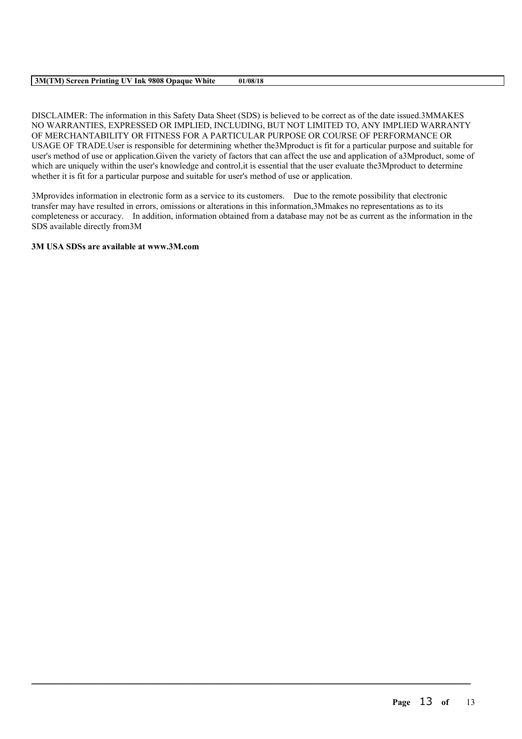DISCLAIMER: The information in this Safety Data Sheet (SDS) is believed to be correct as of the date issued.3MMAKES NO WARRANTIES, EXPRESSED OR IMPLIED, INCLUDING, BUT NOT LIMITED TO, ANY IMPLIED WARRANTY OF MERCHANTABILITY OR FITNESS FOR A PARTICULAR PURPOSE OR COURSE OF PERFORMANCE OR USAGE OF TRADE.User is responsible for determining whether the3Mproduct is fit for a particular purpose and suitable for user's method of use or application.Given the variety of factors that can affect the use and application of a3Mproduct, some of which are uniquely within the user's knowledge and control,it is essential that the user evaluate the3Mproduct to determine whether it is fit for a particular purpose and suitable for user's method of use or application.

3Mprovides information in electronic form as a service to its customers. Due to the remote possibility that electronic transfer may have resulted in errors, omissions or alterations in this information,3Mmakes no representations as to its completeness or accuracy. In addition, information obtained from a database may not be as current as the information in the SDS available directly from3M

**3M USA SDSs are available at www.3M.com**